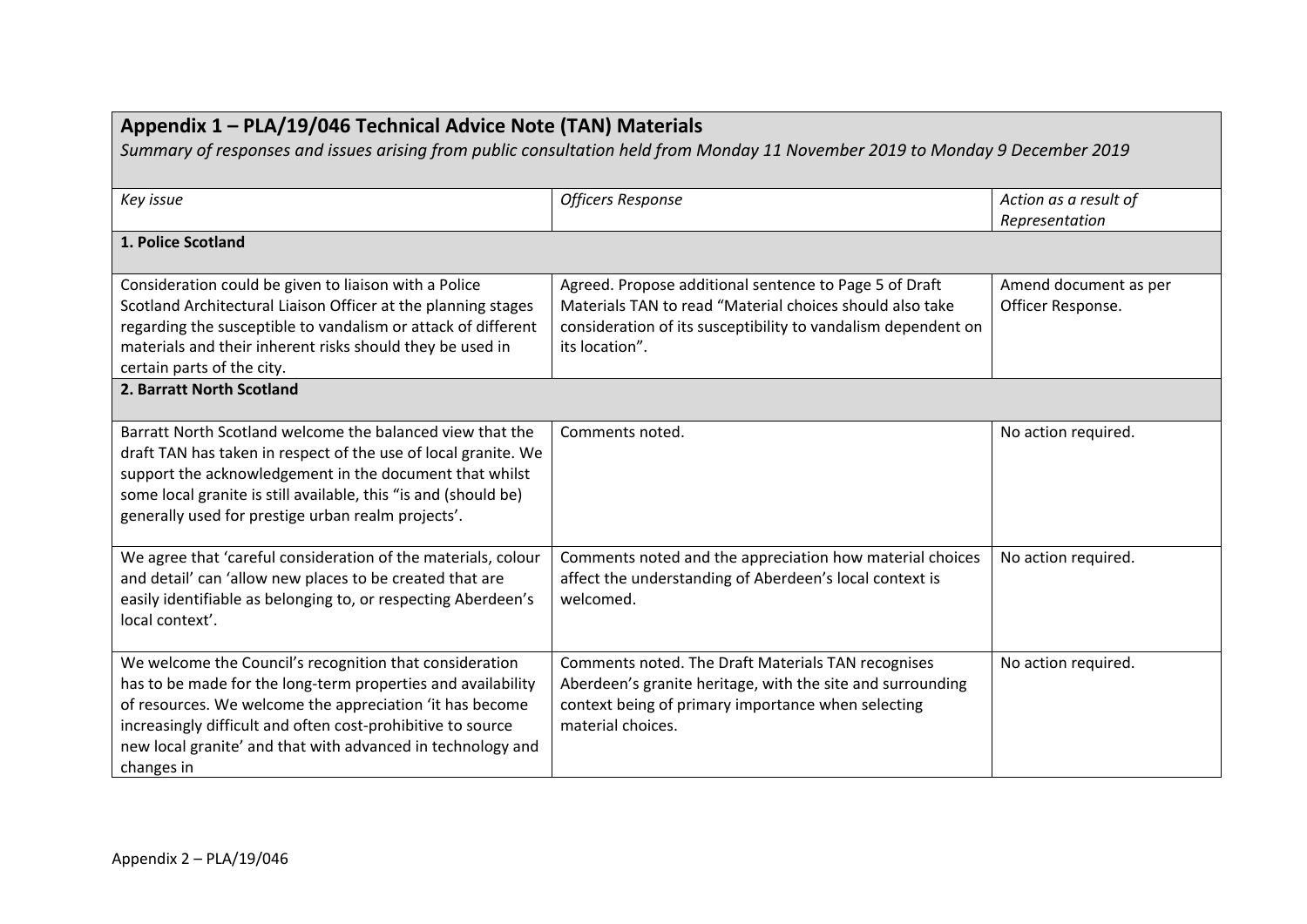## Appendix 1 – PLA/19/046 Technical Advice Note (TAN) Materials

*Summary of responses and issues arising from public consultation held from Monday 11 November 2019 to Monday 9 December 2019*

| *Key issue* | *Officers Response* | *Action as a result of Representation* |
|---|---|---|
| **1. Police Scotland** | | |
| Consideration could be given to liaison with a Police Scotland Architectural Liaison Officer at the planning stages regarding the susceptible to vandalism or attack of different materials and their inherent risks should they be used in certain parts of the city. | Agreed. Propose additional sentence to Page 5 of Draft Materials TAN to read "Material choices should also take consideration of its susceptibility to vandalism dependent on its location". | Amend document as per Officer Response. |
| **2. Barratt North Scotland** | | |
| Barratt North Scotland welcome the balanced view that the draft TAN has taken in respect of the use of local granite. We support the acknowledgement in the document that whilst some local granite is still available, this "is and (should be) generally used for prestige urban realm projects'. | Comments noted. | No action required. |
| We agree that 'careful consideration of the materials, colour and detail' can 'allow new places to be created that are easily identifiable as belonging to, or respecting Aberdeen's local context'. | Comments noted and the appreciation how material choices affect the understanding of Aberdeen's local context is welcomed. | No action required. |
| We welcome the Council's recognition that consideration has to be made for the long-term properties and availability of resources. We welcome the appreciation 'it has become increasingly difficult and often cost-prohibitive to source new local granite' and that with advanced in technology and changes in | Comments noted. The Draft Materials TAN recognises Aberdeen's granite heritage, with the site and surrounding context being of primary importance when selecting material choices. | No action required. |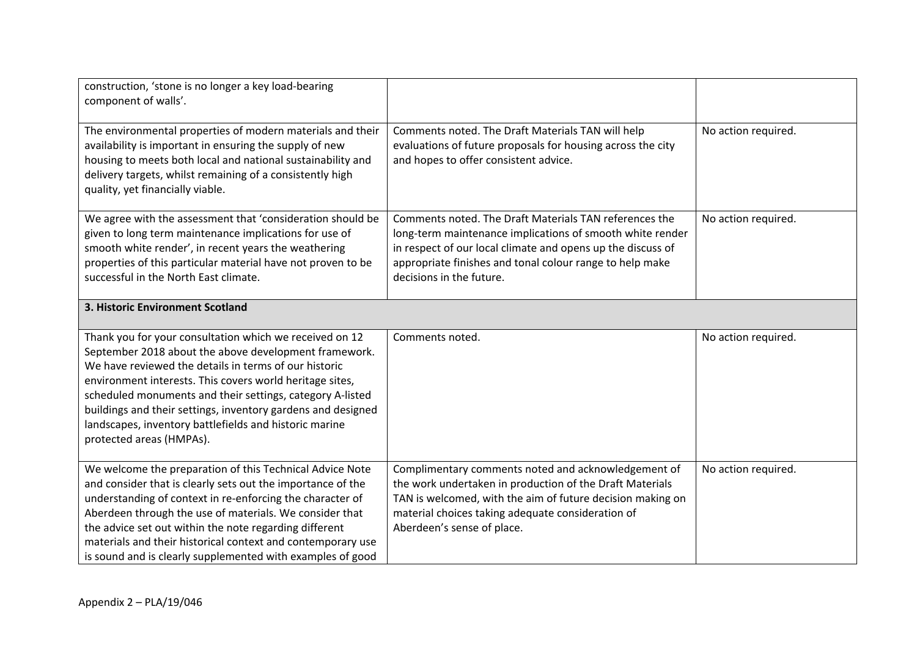| | | |
|---|---|---|
| construction, 'stone is no longer a key load-bearing component of walls'. | | |
| The environmental properties of modern materials and their availability is important in ensuring the supply of new housing to meets both local and national sustainability and delivery targets, whilst remaining of a consistently high quality, yet financially viable. | Comments noted. The Draft Materials TAN will help evaluations of future proposals for housing across the city and hopes to offer consistent advice. | No action required. |
| We agree with the assessment that 'consideration should be given to long term maintenance implications for use of smooth white render', in recent years the weathering properties of this particular material have not proven to be successful in the North East climate. | Comments noted. The Draft Materials TAN references the long-term maintenance implications of smooth white render in respect of our local climate and opens up the discuss of appropriate finishes and tonal colour range to help make decisions in the future. | No action required. |
| **3. Historic Environment Scotland** | | |
| Thank you for your consultation which we received on 12 September 2018 about the above development framework. We have reviewed the details in terms of our historic environment interests. This covers world heritage sites, scheduled monuments and their settings, category A-listed buildings and their settings, inventory gardens and designed landscapes, inventory battlefields and historic marine protected areas (HMPAs). | Comments noted. | No action required. |
| We welcome the preparation of this Technical Advice Note and consider that is clearly sets out the importance of the understanding of context in re-enforcing the character of Aberdeen through the use of materials. We consider that the advice set out within the note regarding different materials and their historical context and contemporary use is sound and is clearly supplemented with examples of good | Complimentary comments noted and acknowledgement of the work undertaken in production of the Draft Materials TAN is welcomed, with the aim of future decision making on material choices taking adequate consideration of Aberdeen's sense of place. | No action required. |

Appendix 2 – PLA/19/046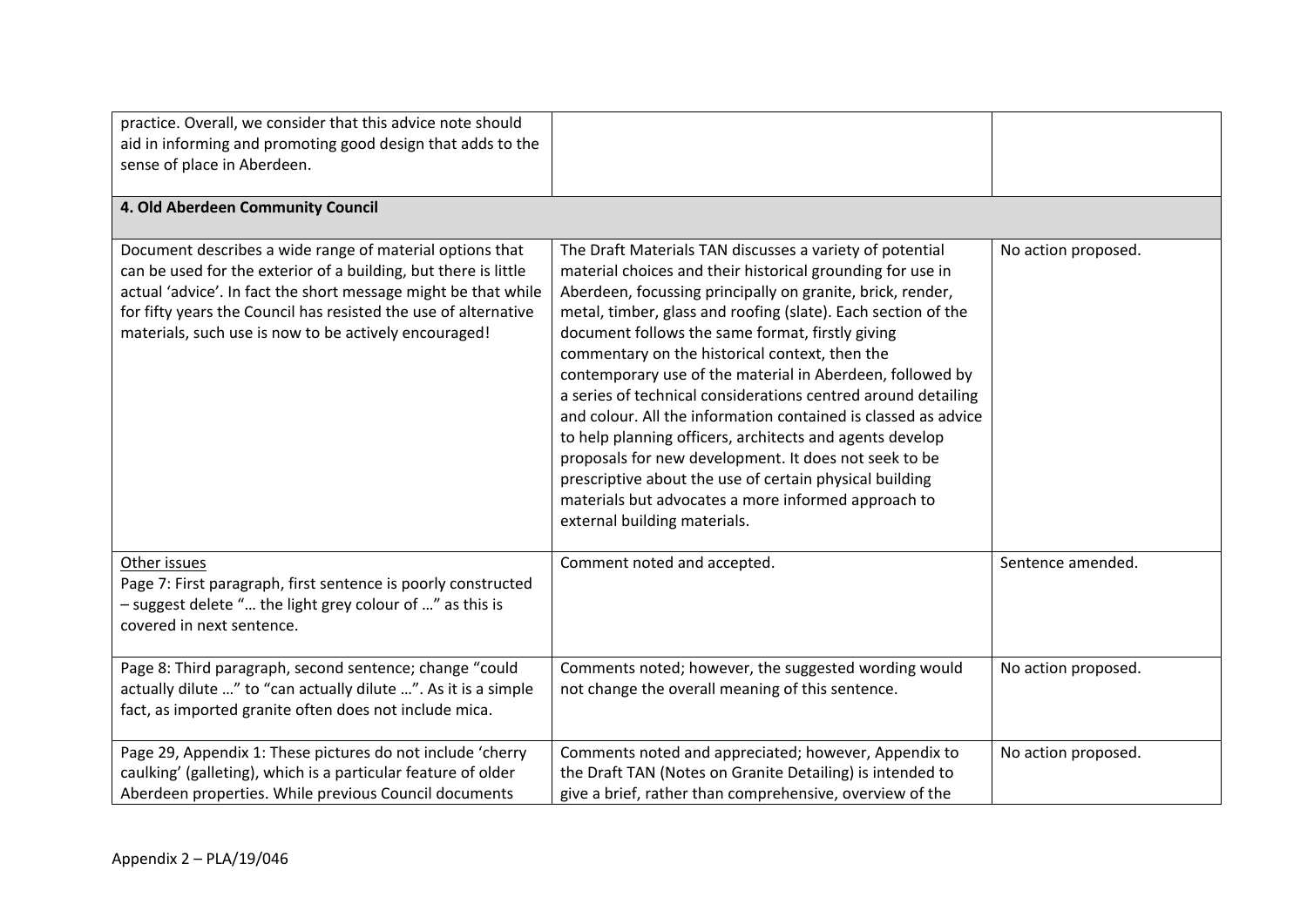| | | |
|---|---|---|
| practice. Overall, we consider that this advice note should aid in informing and promoting good design that adds to the sense of place in Aberdeen. | | |
| **4. Old Aberdeen Community Council** | | |
| Document describes a wide range of material options that can be used for the exterior of a building, but there is little actual 'advice'. In fact the short message might be that while for fifty years the Council has resisted the use of alternative materials, such use is now to be actively encouraged! | The Draft Materials TAN discusses a variety of potential material choices and their historical grounding for use in Aberdeen, focussing principally on granite, brick, render, metal, timber, glass and roofing (slate). Each section of the document follows the same format, firstly giving commentary on the historical context, then the contemporary use of the material in Aberdeen, followed by a series of technical considerations centred around detailing and colour. All the information contained is classed as advice to help planning officers, architects and agents develop proposals for new development. It does not seek to be prescriptive about the use of certain physical building materials but advocates a more informed approach to external building materials. | No action proposed. |
| <u>Other issues</u><br>Page 7: First paragraph, first sentence is poorly constructed – suggest delete "… the light grey colour of …" as this is covered in next sentence. | Comment noted and accepted. | Sentence amended. |
| Page 8: Third paragraph, second sentence; change "could actually dilute …" to "can actually dilute …". As it is a simple fact, as imported granite often does not include mica. | Comments noted; however, the suggested wording would not change the overall meaning of this sentence. | No action proposed. |
| Page 29, Appendix 1: These pictures do not include 'cherry caulking' (galleting), which is a particular feature of older Aberdeen properties. While previous Council documents | Comments noted and appreciated; however, Appendix to the Draft TAN (Notes on Granite Detailing) is intended to give a brief, rather than comprehensive, overview of the | No action proposed. |

Appendix 2 – PLA/19/046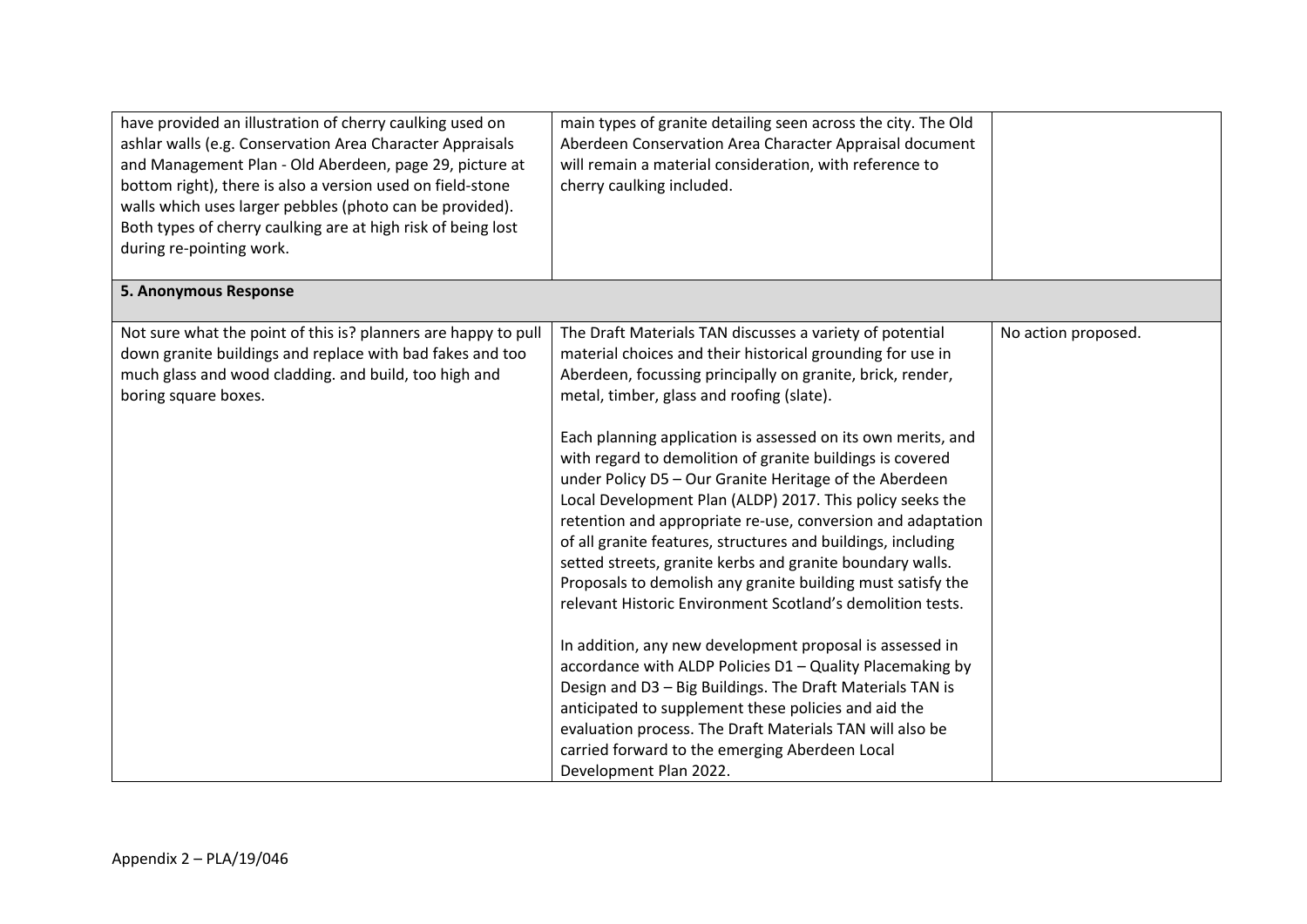| | | |
|---|---|---|
| have provided an illustration of cherry caulking used on ashlar walls (e.g. Conservation Area Character Appraisals and Management Plan - Old Aberdeen, page 29, picture at bottom right), there is also a version used on field-stone walls which uses larger pebbles (photo can be provided). Both types of cherry caulking are at high risk of being lost during re-pointing work. | main types of granite detailing seen across the city. The Old Aberdeen Conservation Area Character Appraisal document will remain a material consideration, with reference to cherry caulking included. | |
| **5. Anonymous Response** | | |
| Not sure what the point of this is? planners are happy to pull down granite buildings and replace with bad fakes and too much glass and wood cladding. and build, too high and boring square boxes. | The Draft Materials TAN discusses a variety of potential material choices and their historical grounding for use in Aberdeen, focussing principally on granite, brick, render, metal, timber, glass and roofing (slate).<br><br>Each planning application is assessed on its own merits, and with regard to demolition of granite buildings is covered under Policy D5 – Our Granite Heritage of the Aberdeen Local Development Plan (ALDP) 2017. This policy seeks the retention and appropriate re-use, conversion and adaptation of all granite features, structures and buildings, including setted streets, granite kerbs and granite boundary walls. Proposals to demolish any granite building must satisfy the relevant Historic Environment Scotland's demolition tests.<br><br>In addition, any new development proposal is assessed in accordance with ALDP Policies D1 – Quality Placemaking by Design and D3 – Big Buildings. The Draft Materials TAN is anticipated to supplement these policies and aid the evaluation process. The Draft Materials TAN will also be carried forward to the emerging Aberdeen Local Development Plan 2022. | No action proposed. |

Appendix 2 – PLA/19/046